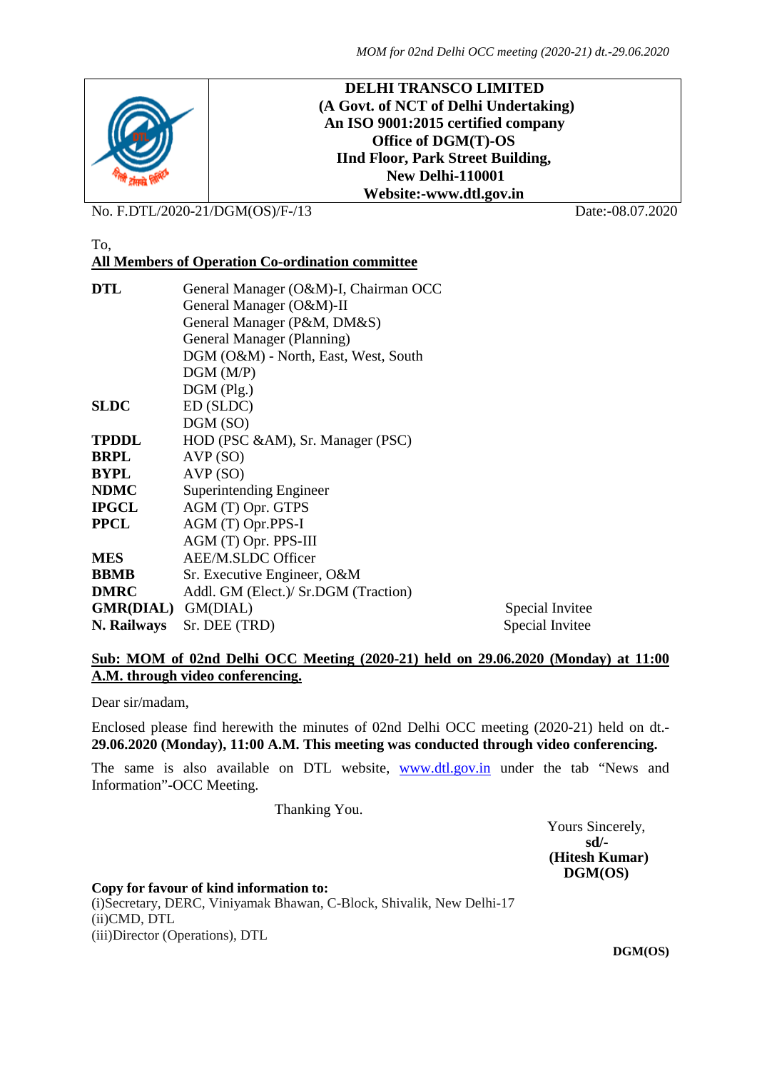**DELHI TRANSCO LIMITED**
**(A Govt. of NCT of Delhi Undertaking)**
**An ISO 9001:2015 certified company**
**Office of DGM(T)-OS**
**IInd Floor, Park Street Building,**
**New Delhi-110001**
**Website:-www.dtl.gov.in**

No. F.DTL/2020-21/DGM(OS)/F-/13 Date:-08.07.2020

To,
**All Members of Operation Co-ordination committee**

| | | |
|---|---|---|
| **DTL** | General Manager (O&M)-I, Chairman OCC | |
| | General Manager (O&M)-II | |
| | General Manager (P&M, DM&S) | |
| | General Manager (Planning) | |
| | DGM (O&M) - North, East, West, South | |
| | DGM (M/P) | |
| | DGM (Plg.) | |
| **SLDC** | ED (SLDC) | |
| | DGM (SO) | |
| **TPDDL** | HOD (PSC &AM), Sr. Manager (PSC) | |
| **BRPL** | AVP (SO) | |
| **BYPL** | AVP (SO) | |
| **NDMC** | Superintending Engineer | |
| **IPGCL** | AGM (T) Opr. GTPS | |
| **PPCL** | AGM (T) Opr.PPS-I | |
| | AGM (T) Opr. PPS-III | |
| **MES** | AEE/M.SLDC Officer | |
| **BBMB** | Sr. Executive Engineer, O&M | |
| **DMRC** | Addl. GM (Elect.)/ Sr.DGM (Traction) | |
| **GMR(DIAL)** | GM(DIAL) | Special Invitee |
| **N. Railways** | Sr. DEE (TRD) | Special Invitee |

**Sub: MOM of 02nd Delhi OCC Meeting (2020-21) held on 29.06.2020 (Monday) at 11:00 A.M. through video conferencing.**

Dear sir/madam,

Enclosed please find herewith the minutes of 02nd Delhi OCC meeting (2020-21) held on dt.- **29.06.2020 (Monday), 11:00 A.M. This meeting was conducted through video conferencing.**

The same is also available on DTL website, www.dtl.gov.in under the tab "News and Information"-OCC Meeting.

Thanking You.

Yours Sincerely,
**sd/-**
**(Hitesh Kumar)**
**DGM(OS)**

**Copy for favour of kind information to:**
(i)Secretary, DERC, Viniyamak Bhawan, C-Block, Shivalik, New Delhi-17
(ii)CMD, DTL
(iii)Director (Operations), DTL

**DGM(OS)**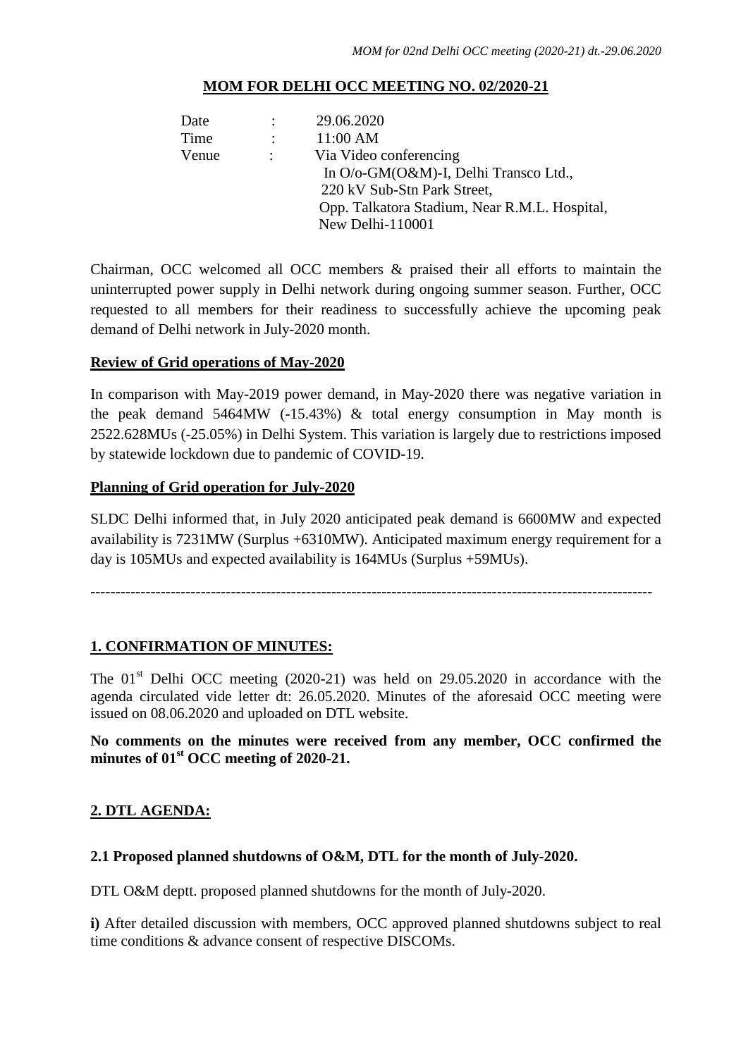## MOM FOR DELHI OCC MEETING NO. 02/2020-21

| | | |
|---|---|---|
| Date | : | 29.06.2020 |
| Time | : | 11:00 AM |
| Venue | : | Via Video conferencing<br>In O/o-GM(O&M)-I, Delhi Transco Ltd.,<br>220 kV Sub-Stn Park Street,<br>Opp. Talkatora Stadium, Near R.M.L. Hospital,<br>New Delhi-110001 |

Chairman, OCC welcomed all OCC members & praised their all efforts to maintain the uninterrupted power supply in Delhi network during ongoing summer season. Further, OCC requested to all members for their readiness to successfully achieve the upcoming peak demand of Delhi network in July-2020 month.

**Review of Grid operations of May-2020**

In comparison with May-2019 power demand, in May-2020 there was negative variation in the peak demand 5464MW (-15.43%) & total energy consumption in May month is 2522.628MUs (-25.05%) in Delhi System. This variation is largely due to restrictions imposed by statewide lockdown due to pandemic of COVID-19.

**Planning of Grid operation for July-2020**

SLDC Delhi informed that, in July 2020 anticipated peak demand is 6600MW and expected availability is 7231MW (Surplus +6310MW). Anticipated maximum energy requirement for a day is 105MUs and expected availability is 164MUs (Surplus +59MUs).

---

## 1. CONFIRMATION OF MINUTES:

The 01st Delhi OCC meeting (2020-21) was held on 29.05.2020 in accordance with the agenda circulated vide letter dt: 26.05.2020. Minutes of the aforesaid OCC meeting were issued on 08.06.2020 and uploaded on DTL website.

**No comments on the minutes were received from any member, OCC confirmed the minutes of 01st OCC meeting of 2020-21.**

## 2. DTL AGENDA:

### 2.1 Proposed planned shutdowns of O&M, DTL for the month of July-2020.

DTL O&M deptt. proposed planned shutdowns for the month of July-2020.

**i)** After detailed discussion with members, OCC approved planned shutdowns subject to real time conditions & advance consent of respective DISCOMs.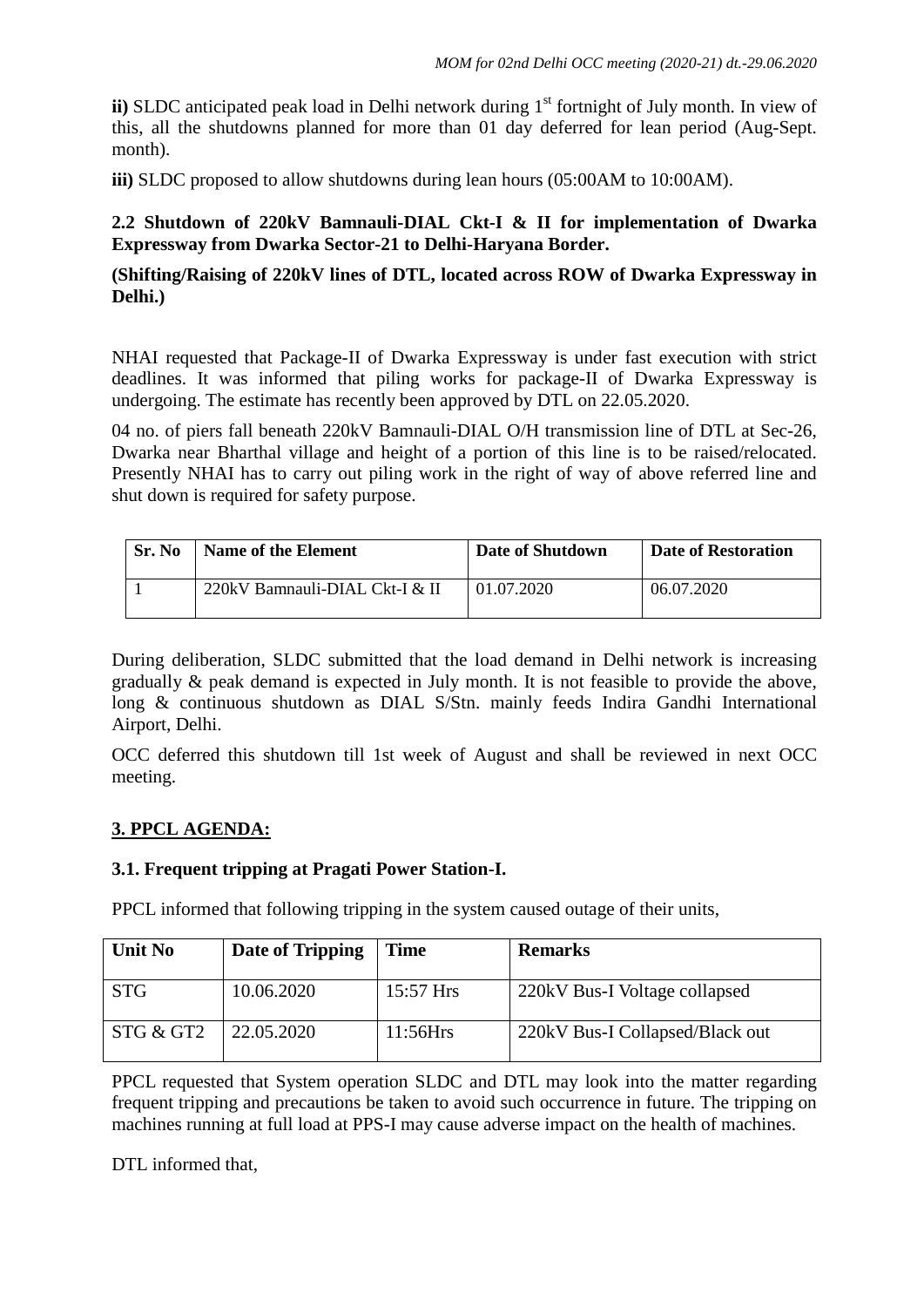**ii)** SLDC anticipated peak load in Delhi network during 1st fortnight of July month. In view of this, all the shutdowns planned for more than 01 day deferred for lean period (Aug-Sept. month).

**iii)** SLDC proposed to allow shutdowns during lean hours (05:00AM to 10:00AM).

**2.2 Shutdown of 220kV Bamnauli-DIAL Ckt-I & II for implementation of Dwarka Expressway from Dwarka Sector-21 to Delhi-Haryana Border.**

**(Shifting/Raising of 220kV lines of DTL, located across ROW of Dwarka Expressway in Delhi.)**

NHAI requested that Package-II of Dwarka Expressway is under fast execution with strict deadlines. It was informed that piling works for package-II of Dwarka Expressway is undergoing. The estimate has recently been approved by DTL on 22.05.2020.

04 no. of piers fall beneath 220kV Bamnauli-DIAL O/H transmission line of DTL at Sec-26, Dwarka near Bharthal village and height of a portion of this line is to be raised/relocated. Presently NHAI has to carry out piling work in the right of way of above referred line and shut down is required for safety purpose.

| Sr. No | Name of the Element | Date of Shutdown | Date of Restoration |
|---|---|---|---|
| 1 | 220kV Bamnauli-DIAL Ckt-I & II | 01.07.2020 | 06.07.2020 |

During deliberation, SLDC submitted that the load demand in Delhi network is increasing gradually & peak demand is expected in July month. It is not feasible to provide the above, long & continuous shutdown as DIAL S/Stn. mainly feeds Indira Gandhi International Airport, Delhi.

OCC deferred this shutdown till 1st week of August and shall be reviewed in next OCC meeting.

## 3. PPCL AGENDA:

### 3.1. Frequent tripping at Pragati Power Station-I.

PPCL informed that following tripping in the system caused outage of their units,

| Unit No | Date of Tripping | Time | Remarks |
|---|---|---|---|
| STG | 10.06.2020 | 15:57 Hrs | 220kV Bus-I Voltage collapsed |
| STG & GT2 | 22.05.2020 | 11:56Hrs | 220kV Bus-I Collapsed/Black out |

PPCL requested that System operation SLDC and DTL may look into the matter regarding frequent tripping and precautions be taken to avoid such occurrence in future. The tripping on machines running at full load at PPS-I may cause adverse impact on the health of machines.

DTL informed that,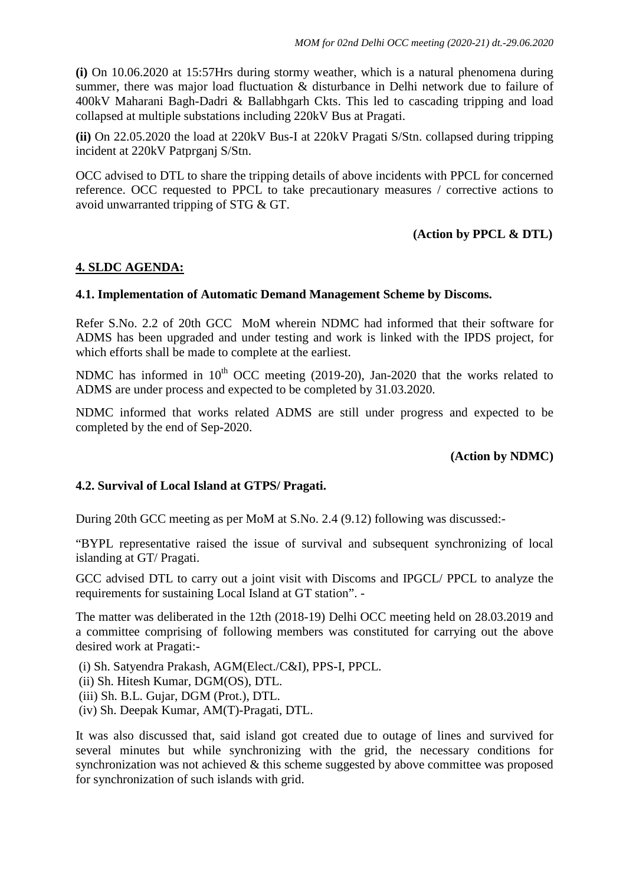**(i)** On 10.06.2020 at 15:57Hrs during stormy weather, which is a natural phenomena during summer, there was major load fluctuation & disturbance in Delhi network due to failure of 400kV Maharani Bagh-Dadri & Ballabhgarh Ckts. This led to cascading tripping and load collapsed at multiple substations including 220kV Bus at Pragati.

**(ii)** On 22.05.2020 the load at 220kV Bus-I at 220kV Pragati S/Stn. collapsed during tripping incident at 220kV Patprganj S/Stn.

OCC advised to DTL to share the tripping details of above incidents with PPCL for concerned reference. OCC requested to PPCL to take precautionary measures / corrective actions to avoid unwarranted tripping of STG & GT.

**(Action by PPCL & DTL)**

## 4. SLDC AGENDA:

### 4.1. Implementation of Automatic Demand Management Scheme by Discoms.

Refer S.No. 2.2 of 20th GCC MoM wherein NDMC had informed that their software for ADMS has been upgraded and under testing and work is linked with the IPDS project, for which efforts shall be made to complete at the earliest.

NDMC has informed in 10th OCC meeting (2019-20), Jan-2020 that the works related to ADMS are under process and expected to be completed by 31.03.2020.

NDMC informed that works related ADMS are still under progress and expected to be completed by the end of Sep-2020.

**(Action by NDMC)**

### 4.2. Survival of Local Island at GTPS/ Pragati.

During 20th GCC meeting as per MoM at S.No. 2.4 (9.12) following was discussed:-

"BYPL representative raised the issue of survival and subsequent synchronizing of local islanding at GT/ Pragati.

GCC advised DTL to carry out a joint visit with Discoms and IPGCL/ PPCL to analyze the requirements for sustaining Local Island at GT station". -

The matter was deliberated in the 12th (2018-19) Delhi OCC meeting held on 28.03.2019 and a committee comprising of following members was constituted for carrying out the above desired work at Pragati:-

(i) Sh. Satyendra Prakash, AGM(Elect./C&I), PPS-I, PPCL.
(ii) Sh. Hitesh Kumar, DGM(OS), DTL.
(iii) Sh. B.L. Gujar, DGM (Prot.), DTL.
(iv) Sh. Deepak Kumar, AM(T)-Pragati, DTL.

It was also discussed that, said island got created due to outage of lines and survived for several minutes but while synchronizing with the grid, the necessary conditions for synchronization was not achieved & this scheme suggested by above committee was proposed for synchronization of such islands with grid.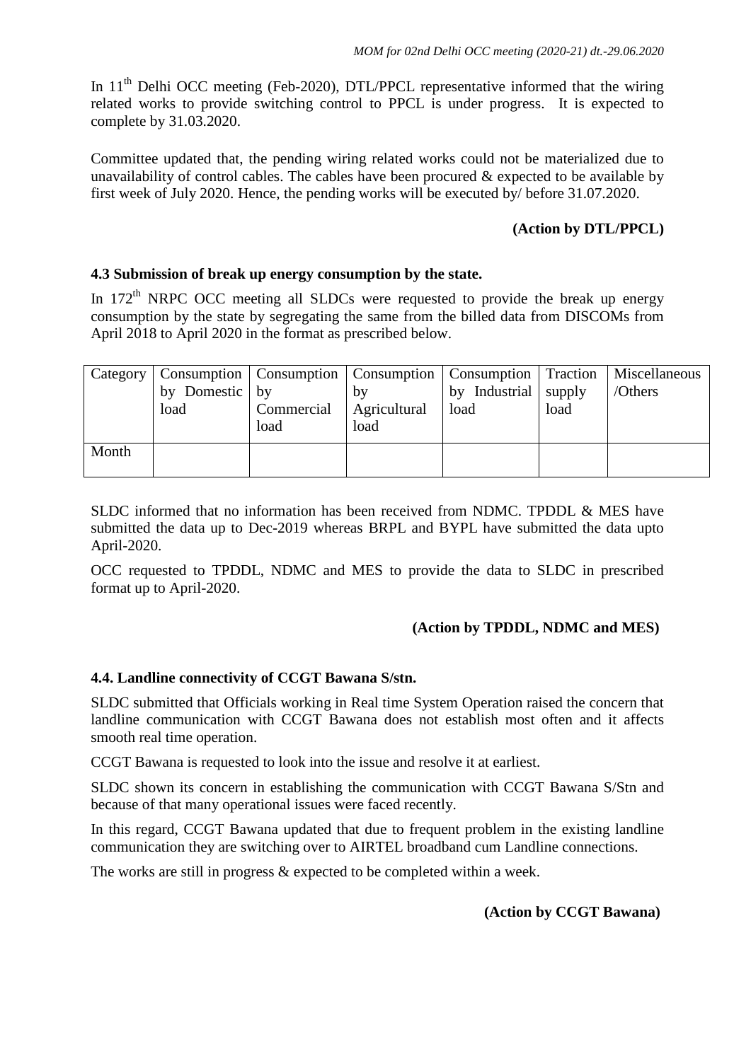In 11[th] Delhi OCC meeting (Feb-2020), DTL/PPCL representative informed that the wiring related works to provide switching control to PPCL is under progress. It is expected to complete by 31.03.2020.

Committee updated that, the pending wiring related works could not be materialized due to unavailability of control cables. The cables have been procured & expected to be available by first week of July 2020. Hence, the pending works will be executed by/ before 31.07.2020.

**(Action by DTL/PPCL)**

**4.3 Submission of break up energy consumption by the state.**

In 172[th] NRPC OCC meeting all SLDCs were requested to provide the break up energy consumption by the state by segregating the same from the billed data from DISCOMs from April 2018 to April 2020 in the format as prescribed below.

| Category | Consumption by Domestic load | Consumption by Commercial load | Consumption by Agricultural load | Consumption by Industrial load | Traction supply load | Miscellaneous /Others |
|---|---|---|---|---|---|---|
| Month | | | | | | |

SLDC informed that no information has been received from NDMC. TPDDL & MES have submitted the data up to Dec-2019 whereas BRPL and BYPL have submitted the data upto April-2020.

OCC requested to TPDDL, NDMC and MES to provide the data to SLDC in prescribed format up to April-2020.

**(Action by TPDDL, NDMC and MES)**

**4.4. Landline connectivity of CCGT Bawana S/stn.**

SLDC submitted that Officials working in Real time System Operation raised the concern that landline communication with CCGT Bawana does not establish most often and it affects smooth real time operation.

CCGT Bawana is requested to look into the issue and resolve it at earliest.

SLDC shown its concern in establishing the communication with CCGT Bawana S/Stn and because of that many operational issues were faced recently.

In this regard, CCGT Bawana updated that due to frequent problem in the existing landline communication they are switching over to AIRTEL broadband cum Landline connections.

The works are still in progress & expected to be completed within a week.

**(Action by CCGT Bawana)**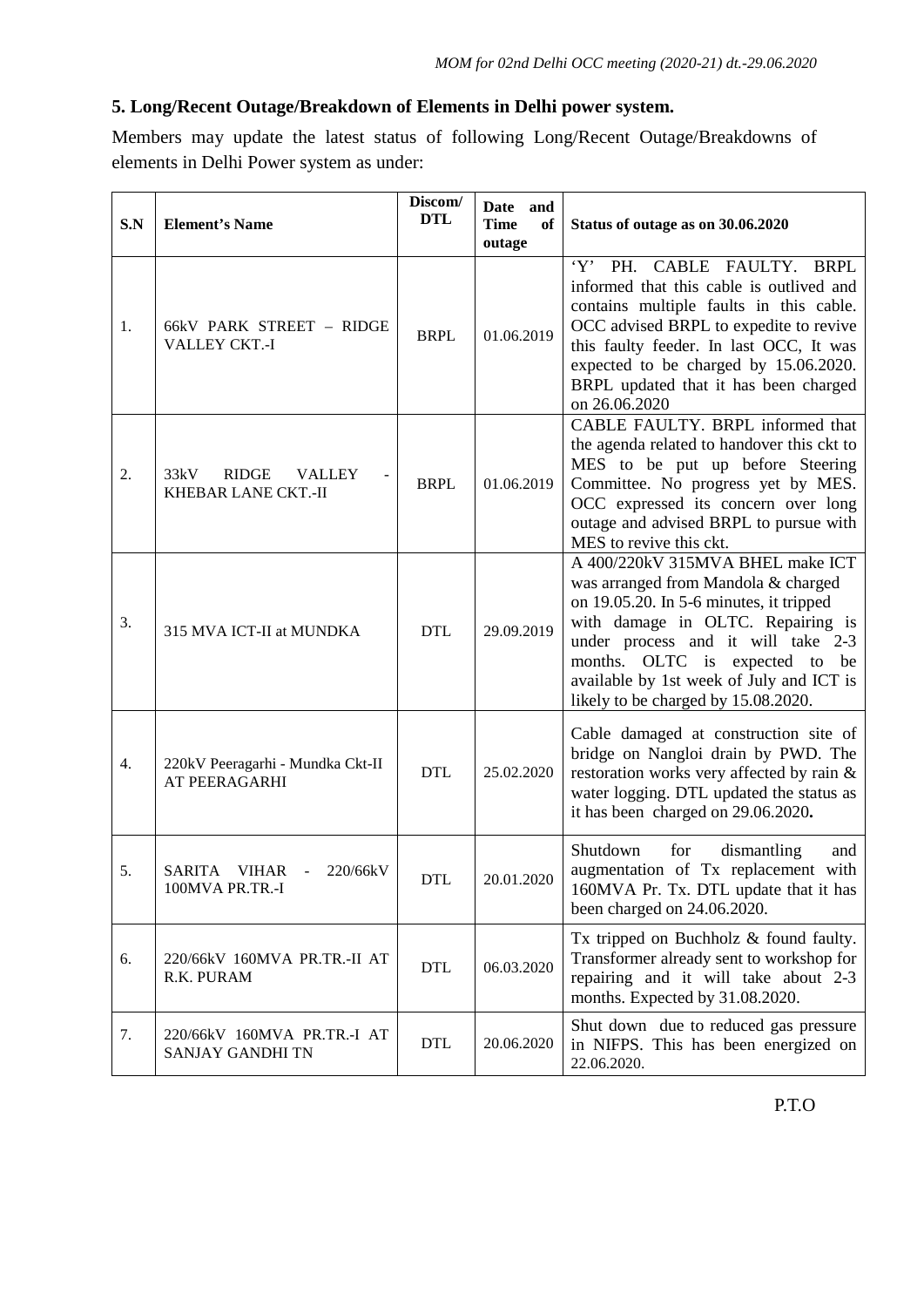## 5. Long/Recent Outage/Breakdown of Elements in Delhi power system.

Members may update the latest status of following Long/Recent Outage/Breakdowns of elements in Delhi Power system as under:

| S.N | Element's Name | Discom/ DTL | Date and Time of outage | Status of outage as on 30.06.2020 |
|---|---|---|---|---|
| 1. | 66kV PARK STREET – RIDGE VALLEY CKT.-I | BRPL | 01.06.2019 | 'Y' PH. CABLE FAULTY. BRPL informed that this cable is outlived and contains multiple faults in this cable. OCC advised BRPL to expedite to revive this faulty feeder. In last OCC, It was expected to be charged by 15.06.2020. BRPL updated that it has been charged on 26.06.2020 |
| 2. | 33kV RIDGE VALLEY - KHEBAR LANE CKT.-II | BRPL | 01.06.2019 | CABLE FAULTY. BRPL informed that the agenda related to handover this ckt to MES to be put up before Steering Committee. No progress yet by MES. OCC expressed its concern over long outage and advised BRPL to pursue with MES to revive this ckt. |
| 3. | 315 MVA ICT-II at MUNDKA | DTL | 29.09.2019 | A 400/220kV 315MVA BHEL make ICT was arranged from Mandola & charged on 19.05.20. In 5-6 minutes, it tripped with damage in OLTC. Repairing is under process and it will take 2-3 months. OLTC is expected to be available by 1st week of July and ICT is likely to be charged by 15.08.2020. |
| 4. | 220kV Peeragarhi - Mundka Ckt-II AT PEERAGARHI | DTL | 25.02.2020 | Cable damaged at construction site of bridge on Nangloi drain by PWD. The restoration works very affected by rain & water logging. DTL updated the status as it has been charged on 29.06.2020**.** |
| 5. | SARITA VIHAR - 220/66kV 100MVA PR.TR.-I | DTL | 20.01.2020 | Shutdown for dismantling and augmentation of Tx replacement with 160MVA Pr. Tx. DTL update that it has been charged on 24.06.2020. |
| 6. | 220/66kV 160MVA PR.TR.-II AT R.K. PURAM | DTL | 06.03.2020 | Tx tripped on Buchholz & found faulty. Transformer already sent to workshop for repairing and it will take about 2-3 months. Expected by 31.08.2020. |
| 7. | 220/66kV 160MVA PR.TR.-I AT SANJAY GANDHI TN | DTL | 20.06.2020 | Shut down due to reduced gas pressure in NIFPS. This has been energized on 22.06.2020. |

P.T.O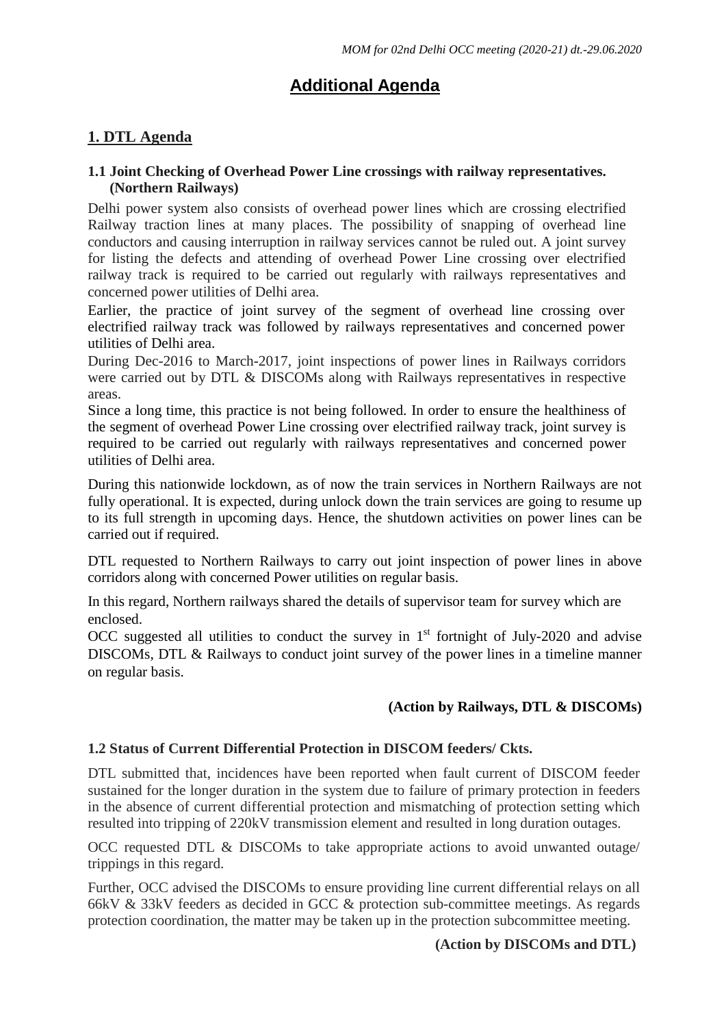# Additional Agenda

## 1. DTL Agenda

### 1.1 Joint Checking of Overhead Power Line crossings with railway representatives. (Northern Railways)

Delhi power system also consists of overhead power lines which are crossing electrified Railway traction lines at many places. The possibility of snapping of overhead line conductors and causing interruption in railway services cannot be ruled out. A joint survey for listing the defects and attending of overhead Power Line crossing over electrified railway track is required to be carried out regularly with railways representatives and concerned power utilities of Delhi area.

Earlier, the practice of joint survey of the segment of overhead line crossing over electrified railway track was followed by railways representatives and concerned power utilities of Delhi area.

During Dec-2016 to March-2017, joint inspections of power lines in Railways corridors were carried out by DTL & DISCOMs along with Railways representatives in respective areas.

Since a long time, this practice is not being followed. In order to ensure the healthiness of the segment of overhead Power Line crossing over electrified railway track, joint survey is required to be carried out regularly with railways representatives and concerned power utilities of Delhi area.

During this nationwide lockdown, as of now the train services in Northern Railways are not fully operational. It is expected, during unlock down the train services are going to resume up to its full strength in upcoming days. Hence, the shutdown activities on power lines can be carried out if required.

DTL requested to Northern Railways to carry out joint inspection of power lines in above corridors along with concerned Power utilities on regular basis.

In this regard, Northern railways shared the details of supervisor team for survey which are enclosed.

OCC suggested all utilities to conduct the survey in 1st fortnight of July-2020 and advise DISCOMs, DTL & Railways to conduct joint survey of the power lines in a timeline manner on regular basis.

**(Action by Railways, DTL & DISCOMs)**

### 1.2 Status of Current Differential Protection in DISCOM feeders/ Ckts.

DTL submitted that, incidences have been reported when fault current of DISCOM feeder sustained for the longer duration in the system due to failure of primary protection in feeders in the absence of current differential protection and mismatching of protection setting which resulted into tripping of 220kV transmission element and resulted in long duration outages.

OCC requested DTL & DISCOMs to take appropriate actions to avoid unwanted outage/ trippings in this regard.

Further, OCC advised the DISCOMs to ensure providing line current differential relays on all 66kV & 33kV feeders as decided in GCC & protection sub-committee meetings. As regards protection coordination, the matter may be taken up in the protection subcommittee meeting.

**(Action by DISCOMs and DTL)**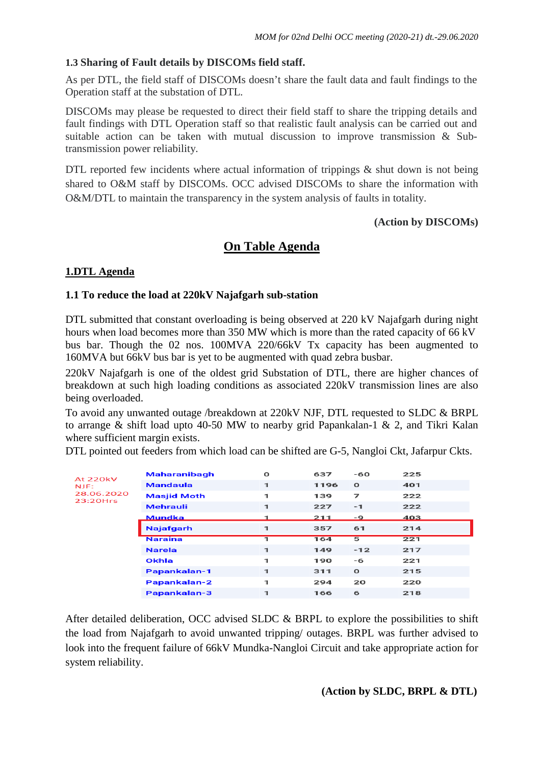### 1.3 Sharing of Fault details by DISCOMs field staff.

As per DTL, the field staff of DISCOMs doesn't share the fault data and fault findings to the Operation staff at the substation of DTL.

DISCOMs may please be requested to direct their field staff to share the tripping details and fault findings with DTL Operation staff so that realistic fault analysis can be carried out and suitable action can be taken with mutual discussion to improve transmission & Sub-transmission power reliability.

DTL reported few incidents where actual information of trippings & shut down is not being shared to O&M staff by DISCOMs. OCC advised DISCOMs to share the information with O&M/DTL to maintain the transparency in the system analysis of faults in totality.

**(Action by DISCOMs)**

## On Table Agenda

### 1.DTL Agenda

### 1.1 To reduce the load at 220kV Najafgarh sub-station

DTL submitted that constant overloading is being observed at 220 kV Najafgarh during night hours when load becomes more than 350 MW which is more than the rated capacity of 66 kV bus bar. Though the 02 nos. 100MVA 220/66kV Tx capacity has been augmented to 160MVA but 66kV bus bar is yet to be augmented with quad zebra busbar.

220kV Najafgarh is one of the oldest grid Substation of DTL, there are higher chances of breakdown at such high loading conditions as associated 220kV transmission lines are also being overloaded.

To avoid any unwanted outage /breakdown at 220kV NJF, DTL requested to SLDC & BRPL to arrange & shift load upto 40-50 MW to nearby grid Papankalan-1 & 2, and Tikri Kalan where sufficient margin exists.

DTL pointed out feeders from which load can be shifted are G-5, Nangloi Ckt, Jafarpur Ckts.

At 220kV NJF: 28.06.2020 23:20Hrs

| | | | | |
|---|---|---|---|---|
| Maharanibagh | 0 | 637 | -60 | 225 |
| Mandaula | 1 | 1196 | 0 | 401 |
| Masjid Moth | 1 | 139 | 7 | 222 |
| Mehrauli | 1 | 227 | -1 | 222 |
| Mundka | 1 | 211 | -9 | 403 |
| Najafgarh | 1 | 357 | 61 | 214 |
| Naraina | 1 | 164 | 5 | 221 |
| Narela | 1 | 149 | -12 | 217 |
| Okhla | 1 | 190 | -6 | 221 |
| Papankalan-1 | 1 | 311 | 0 | 215 |
| Papankalan-2 | 1 | 294 | 20 | 220 |
| Papankalan-3 | 1 | 166 | 6 | 218 |

After detailed deliberation, OCC advised SLDC & BRPL to explore the possibilities to shift the load from Najafgarh to avoid unwanted tripping/ outages. BRPL was further advised to look into the frequent failure of 66kV Mundka-Nangloi Circuit and take appropriate action for system reliability.

**(Action by SLDC, BRPL & DTL)**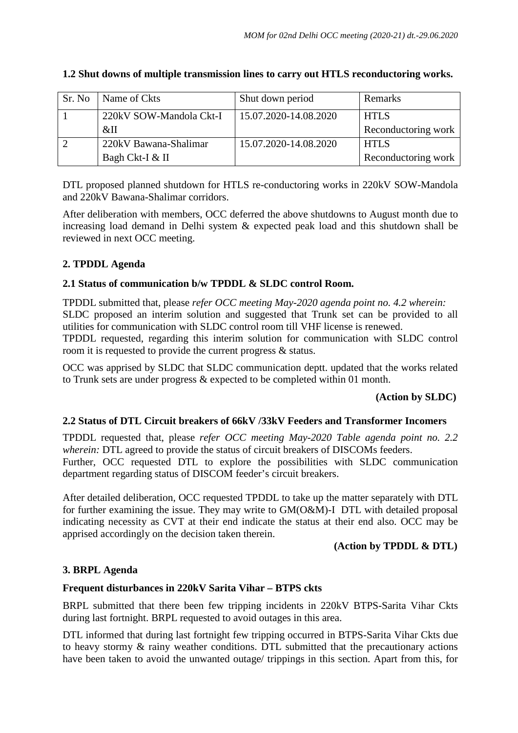### 1.2 Shut downs of multiple transmission lines to carry out HTLS reconductoring works.

| Sr. No | Name of Ckts | Shut down period | Remarks |
|---|---|---|---|
| 1 | 220kV SOW-Mandola Ckt-I &II | 15.07.2020-14.08.2020 | HTLS Reconductoring work |
| 2 | 220kV Bawana-Shalimar Bagh Ckt-I & II | 15.07.2020-14.08.2020 | HTLS Reconductoring work |

DTL proposed planned shutdown for HTLS re-conductoring works in 220kV SOW-Mandola and 220kV Bawana-Shalimar corridors.

After deliberation with members, OCC deferred the above shutdowns to August month due to increasing load demand in Delhi system & expected peak load and this shutdown shall be reviewed in next OCC meeting.

## 2. TPDDL Agenda

### 2.1 Status of communication b/w TPDDL & SLDC control Room.

TPDDL submitted that, please *refer OCC meeting May-2020 agenda point no. 4.2 wherein:* SLDC proposed an interim solution and suggested that Trunk set can be provided to all utilities for communication with SLDC control room till VHF license is renewed.
TPDDL requested, regarding this interim solution for communication with SLDC control room it is requested to provide the current progress & status.

OCC was apprised by SLDC that SLDC communication deptt. updated that the works related to Trunk sets are under progress & expected to be completed within 01 month.

**(Action by SLDC)**

### 2.2 Status of DTL Circuit breakers of 66kV /33kV Feeders and Transformer Incomers

TPDDL requested that, please *refer OCC meeting May-2020 Table agenda point no. 2.2 wherein:* DTL agreed to provide the status of circuit breakers of DISCOMs feeders.
Further, OCC requested DTL to explore the possibilities with SLDC communication department regarding status of DISCOM feeder's circuit breakers.

After detailed deliberation, OCC requested TPDDL to take up the matter separately with DTL for further examining the issue. They may write to GM(O&M)-I DTL with detailed proposal indicating necessity as CVT at their end indicate the status at their end also. OCC may be apprised accordingly on the decision taken therein.

**(Action by TPDDL & DTL)**

## 3. BRPL Agenda

### Frequent disturbances in 220kV Sarita Vihar – BTPS ckts

BRPL submitted that there been few tripping incidents in 220kV BTPS-Sarita Vihar Ckts during last fortnight. BRPL requested to avoid outages in this area.

DTL informed that during last fortnight few tripping occurred in BTPS-Sarita Vihar Ckts due to heavy stormy & rainy weather conditions. DTL submitted that the precautionary actions have been taken to avoid the unwanted outage/ trippings in this section. Apart from this, for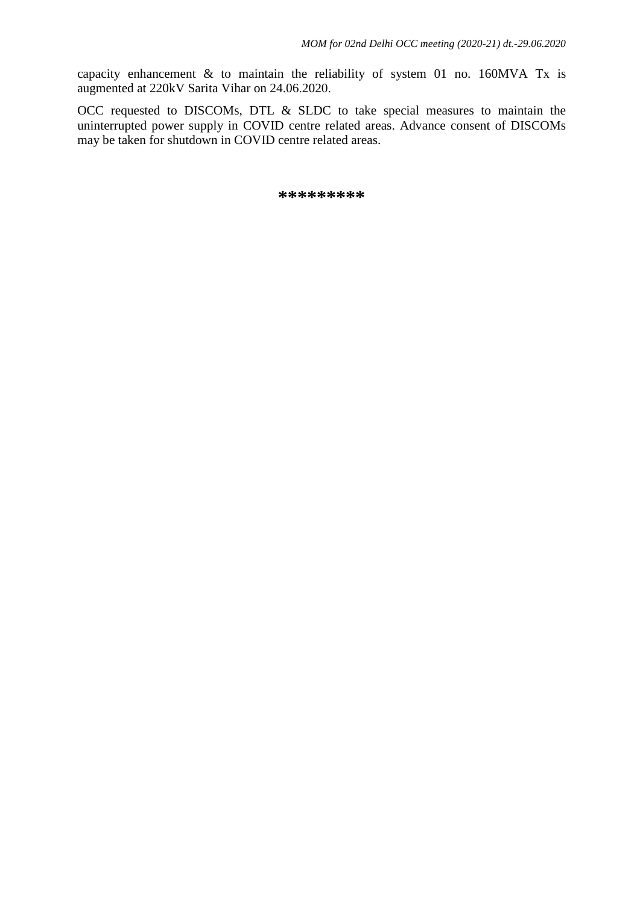capacity enhancement & to maintain the reliability of system 01 no. 160MVA Tx is augmented at 220kV Sarita Vihar on 24.06.2020.

OCC requested to DISCOMs, DTL & SLDC to take special measures to maintain the uninterrupted power supply in COVID centre related areas. Advance consent of DISCOMs may be taken for shutdown in COVID centre related areas.

**\*\*\*\*\*\*\*\*\***